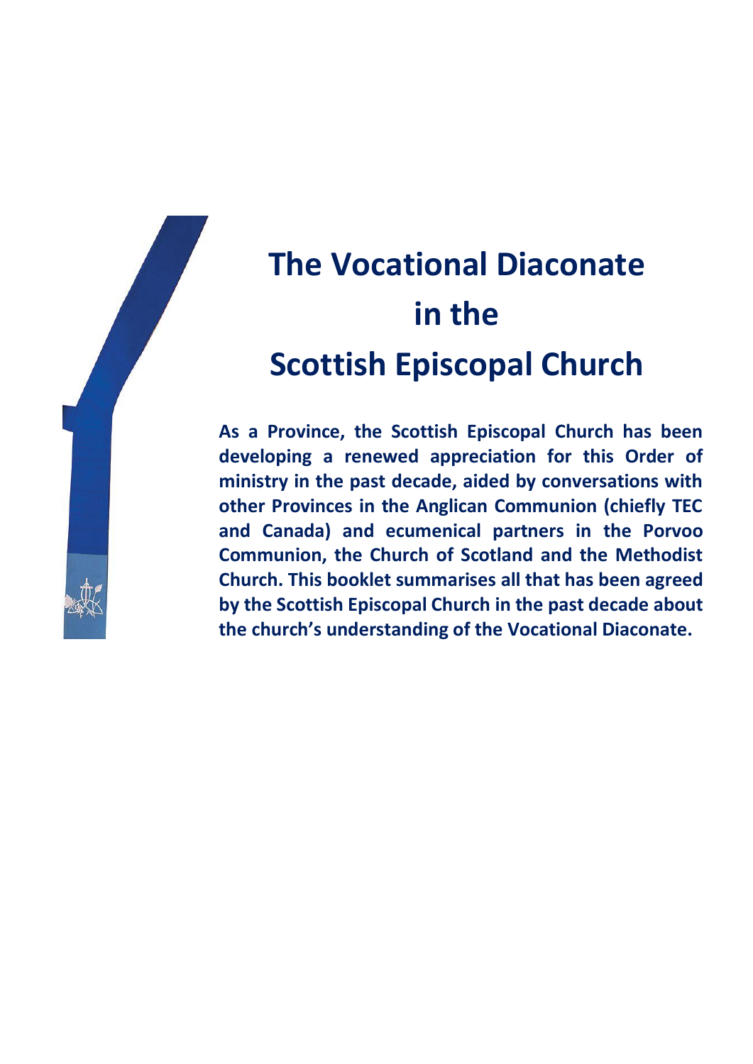# The Vocational Diaconate in the Scottish Episcopal Church

**As a Province, the Scottish Episcopal Church has been developing a renewed appreciation for this Order of ministry in the past decade, aided by conversations with other Provinces in the Anglican Communion (chiefly TEC and Canada) and ecumenical partners in the Porvoo Communion, the Church of Scotland and the Methodist Church. This booklet summarises all that has been agreed by the Scottish Episcopal Church in the past decade about the church's understanding of the Vocational Diaconate.**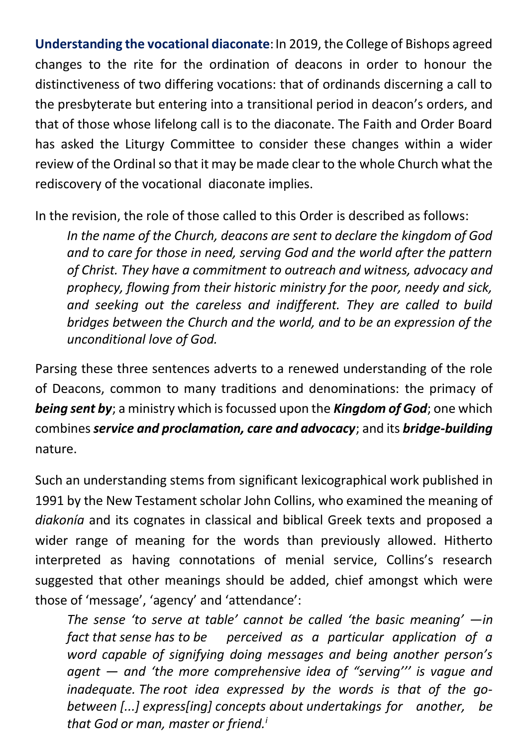**Understanding the vocational diaconate**: In 2019, the College of Bishops agreed changes to the rite for the ordination of deacons in order to honour the distinctiveness of two differing vocations: that of ordinands discerning a call to the presbyterate but entering into a transitional period in deacon's orders, and that of those whose lifelong call is to the diaconate. The Faith and Order Board has asked the Liturgy Committee to consider these changes within a wider review of the Ordinal so that it may be made clear to the whole Church what the rediscovery of the vocational diaconate implies.

In the revision, the role of those called to this Order is described as follows:

> *In the name of the Church, deacons are sent to declare the kingdom of God and to care for those in need, serving God and the world after the pattern of Christ. They have a commitment to outreach and witness, advocacy and prophecy, flowing from their historic ministry for the poor, needy and sick, and seeking out the careless and indifferent. They are called to build bridges between the Church and the world, and to be an expression of the unconditional love of God.*

Parsing these three sentences adverts to a renewed understanding of the role of Deacons, common to many traditions and denominations: the primacy of ***being sent by***; a ministry which is focussed upon the ***Kingdom of God***; one which combines ***service and proclamation, care and advocacy***; and its ***bridge-building*** nature.

Such an understanding stems from significant lexicographical work published in 1991 by the New Testament scholar John Collins, who examined the meaning of *diakonía* and its cognates in classical and biblical Greek texts and proposed a wider range of meaning for the words than previously allowed. Hitherto interpreted as having connotations of menial service, Collins's research suggested that other meanings should be added, chief amongst which were those of 'message', 'agency' and 'attendance':

> *The sense 'to serve at table' cannot be called 'the basic meaning' —in fact that sense has to be perceived as a particular application of a word capable of signifying doing messages and being another person's agent — and 'the more comprehensive idea of "serving"' is vague and inadequate. The root idea expressed by the words is that of the go-between [...] express[ing] concepts about undertakings for another, be that God or man, master or friend.*[i]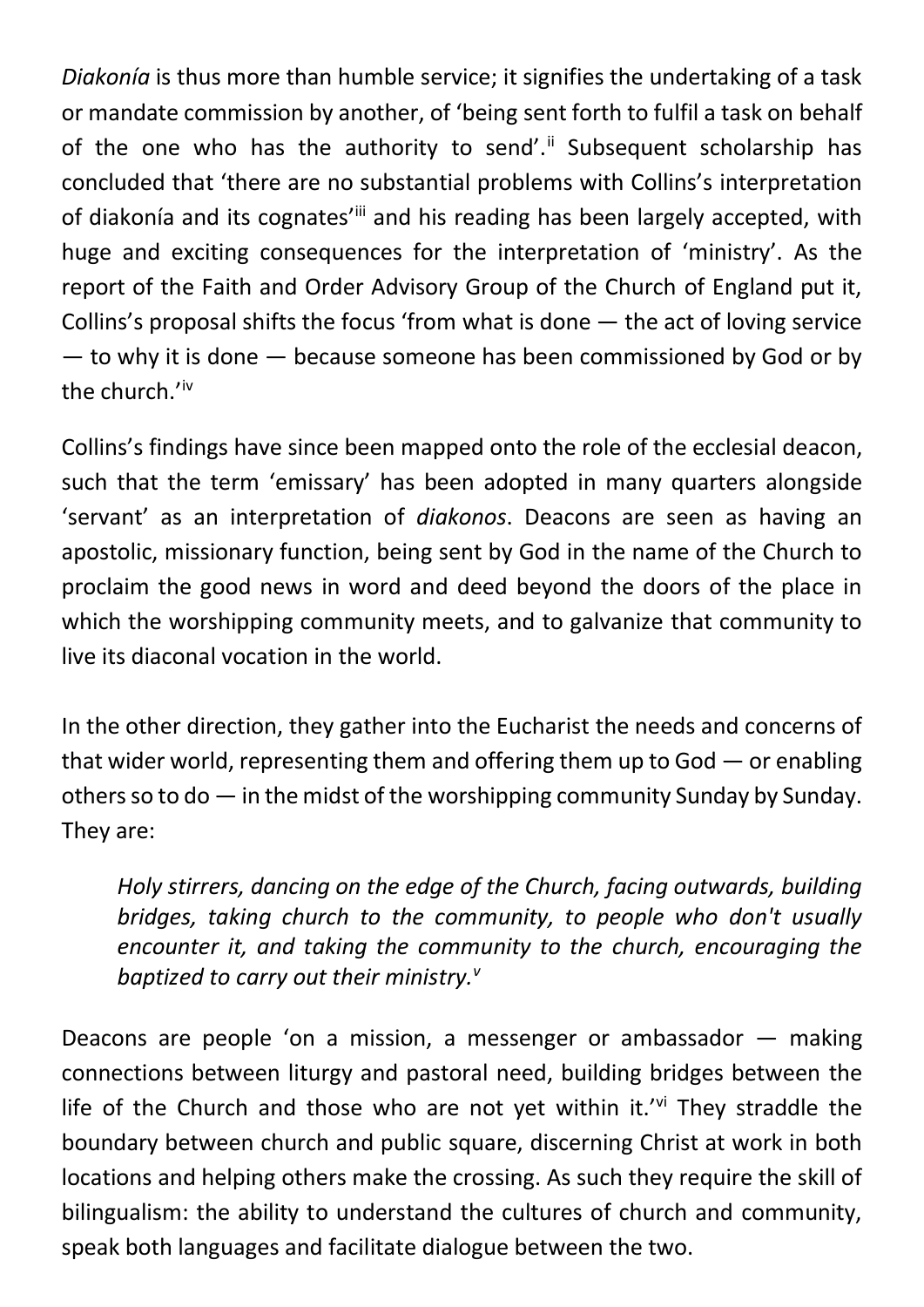*Diakonía* is thus more than humble service; it signifies the undertaking of a task or mandate commission by another, of 'being sent forth to fulfil a task on behalf of the one who has the authority to send'.[ii] Subsequent scholarship has concluded that 'there are no substantial problems with Collins's interpretation of diakonía and its cognates'[iii] and his reading has been largely accepted, with huge and exciting consequences for the interpretation of 'ministry'. As the report of the Faith and Order Advisory Group of the Church of England put it, Collins's proposal shifts the focus 'from what is done — the act of loving service — to why it is done — because someone has been commissioned by God or by the church.'[iv]

Collins's findings have since been mapped onto the role of the ecclesial deacon, such that the term 'emissary' has been adopted in many quarters alongside 'servant' as an interpretation of *diakonos*. Deacons are seen as having an apostolic, missionary function, being sent by God in the name of the Church to proclaim the good news in word and deed beyond the doors of the place in which the worshipping community meets, and to galvanize that community to live its diaconal vocation in the world.

In the other direction, they gather into the Eucharist the needs and concerns of that wider world, representing them and offering them up to God — or enabling others so to do — in the midst of the worshipping community Sunday by Sunday. They are:

> *Holy stirrers, dancing on the edge of the Church, facing outwards, building bridges, taking church to the community, to people who don't usually encounter it, and taking the community to the church, encouraging the baptized to carry out their ministry.*[v]

Deacons are people 'on a mission, a messenger or ambassador — making connections between liturgy and pastoral need, building bridges between the life of the Church and those who are not yet within it.'[vi] They straddle the boundary between church and public square, discerning Christ at work in both locations and helping others make the crossing. As such they require the skill of bilingualism: the ability to understand the cultures of church and community, speak both languages and facilitate dialogue between the two.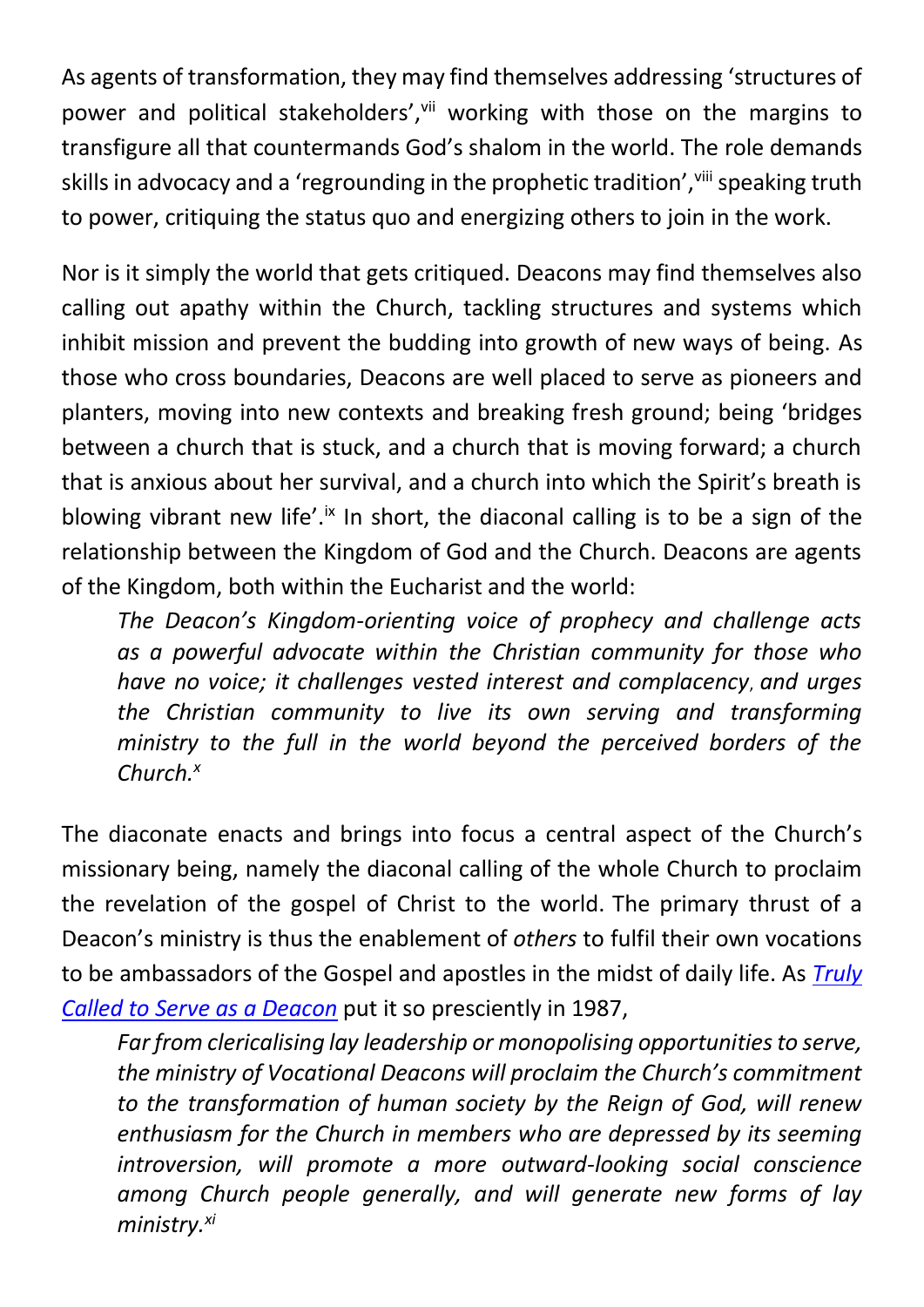As agents of transformation, they may find themselves addressing 'structures of power and political stakeholders',[vii] working with those on the margins to transfigure all that countermands God's shalom in the world. The role demands skills in advocacy and a 'regrounding in the prophetic tradition',[viii] speaking truth to power, critiquing the status quo and energizing others to join in the work.

Nor is it simply the world that gets critiqued. Deacons may find themselves also calling out apathy within the Church, tackling structures and systems which inhibit mission and prevent the budding into growth of new ways of being. As those who cross boundaries, Deacons are well placed to serve as pioneers and planters, moving into new contexts and breaking fresh ground; being 'bridges between a church that is stuck, and a church that is moving forward; a church that is anxious about her survival, and a church into which the Spirit's breath is blowing vibrant new life'.[ix] In short, the diaconal calling is to be a sign of the relationship between the Kingdom of God and the Church. Deacons are agents of the Kingdom, both within the Eucharist and the world:

> *The Deacon's Kingdom-orienting voice of prophecy and challenge acts as a powerful advocate within the Christian community for those who have no voice; it challenges vested interest and complacency, and urges the Christian community to live its own serving and transforming ministry to the full in the world beyond the perceived borders of the Church.*[x]

The diaconate enacts and brings into focus a central aspect of the Church's missionary being, namely the diaconal calling of the whole Church to proclaim the revelation of the gospel of Christ to the world. The primary thrust of a Deacon's ministry is thus the enablement of *others* to fulfil their own vocations to be ambassadors of the Gospel and apostles in the midst of daily life. As *Truly Called to Serve as a Deacon* put it so presciently in 1987,

> *Far from clericalising lay leadership or monopolising opportunities to serve, the ministry of Vocational Deacons will proclaim the Church's commitment to the transformation of human society by the Reign of God, will renew enthusiasm for the Church in members who are depressed by its seeming introversion, will promote a more outward-looking social conscience among Church people generally, and will generate new forms of lay ministry.*[xi]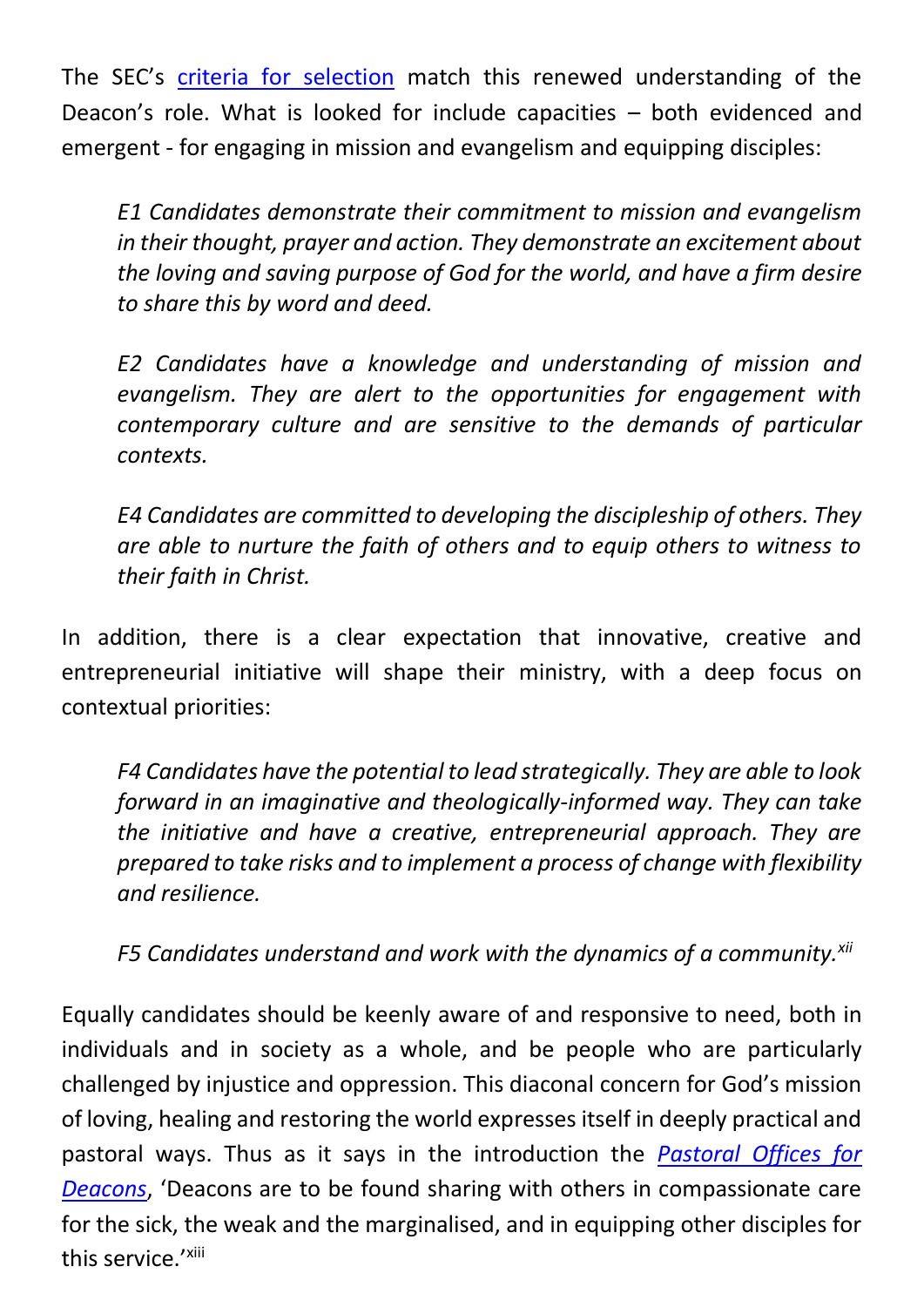The SEC's criteria for selection match this renewed understanding of the Deacon's role. What is looked for include capacities – both evidenced and emergent - for engaging in mission and evangelism and equipping disciples:

> *E1 Candidates demonstrate their commitment to mission and evangelism in their thought, prayer and action. They demonstrate an excitement about the loving and saving purpose of God for the world, and have a firm desire to share this by word and deed.*
>
> *E2 Candidates have a knowledge and understanding of mission and evangelism. They are alert to the opportunities for engagement with contemporary culture and are sensitive to the demands of particular contexts.*
>
> *E4 Candidates are committed to developing the discipleship of others. They are able to nurture the faith of others and to equip others to witness to their faith in Christ.*

In addition, there is a clear expectation that innovative, creative and entrepreneurial initiative will shape their ministry, with a deep focus on contextual priorities:

> *F4 Candidates have the potential to lead strategically. They are able to look forward in an imaginative and theologically-informed way. They can take the initiative and have a creative, entrepreneurial approach. They are prepared to take risks and to implement a process of change with flexibility and resilience.*
>
> *F5 Candidates understand and work with the dynamics of a community.*[xii]

Equally candidates should be keenly aware of and responsive to need, both in individuals and in society as a whole, and be people who are particularly challenged by injustice and oppression. This diaconal concern for God's mission of loving, healing and restoring the world expresses itself in deeply practical and pastoral ways. Thus as it says in the introduction the *Pastoral Offices for Deacons*, 'Deacons are to be found sharing with others in compassionate care for the sick, the weak and the marginalised, and in equipping other disciples for this service.'[xiii]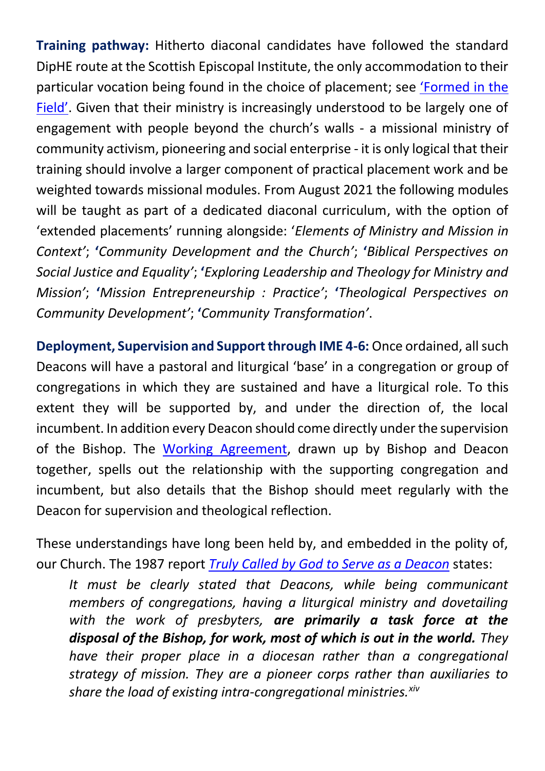**Training pathway:** Hitherto diaconal candidates have followed the standard DipHE route at the Scottish Episcopal Institute, the only accommodation to their particular vocation being found in the choice of placement; see 'Formed in the Field'. Given that their ministry is increasingly understood to be largely one of engagement with people beyond the church's walls - a missional ministry of community activism, pioneering and social enterprise - it is only logical that their training should involve a larger component of practical placement work and be weighted towards missional modules. From August 2021 the following modules will be taught as part of a dedicated diaconal curriculum, with the option of 'extended placements' running alongside: '*Elements of Ministry and Mission in Context*'; '*Community Development and the Church*'; '*Biblical Perspectives on Social Justice and Equality*'; '*Exploring Leadership and Theology for Ministry and Mission*'; '*Mission Entrepreneurship : Practice*'; '*Theological Perspectives on Community Development*'; '*Community Transformation*'.

**Deployment, Supervision and Support through IME 4-6:** Once ordained, all such Deacons will have a pastoral and liturgical 'base' in a congregation or group of congregations in which they are sustained and have a liturgical role. To this extent they will be supported by, and under the direction of, the local incumbent. In addition every Deacon should come directly under the supervision of the Bishop. The Working Agreement, drawn up by Bishop and Deacon together, spells out the relationship with the supporting congregation and incumbent, but also details that the Bishop should meet regularly with the Deacon for supervision and theological reflection.

These understandings have long been held by, and embedded in the polity of, our Church. The 1987 report *Truly Called by God to Serve as a Deacon* states:

> *It must be clearly stated that Deacons, while being communicant members of congregations, having a liturgical ministry and dovetailing with the work of presbyters,* ***are primarily a task force at the disposal of the Bishop, for work, most of which is out in the world.*** *They have their proper place in a diocesan rather than a congregational strategy of mission. They are a pioneer corps rather than auxiliaries to share the load of existing intra-congregational ministries.*[xiv]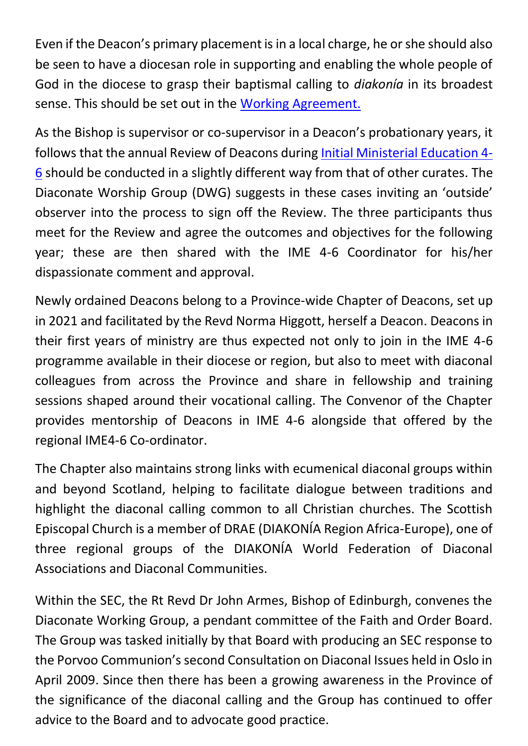Even if the Deacon's primary placement is in a local charge, he or she should also be seen to have a diocesan role in supporting and enabling the whole people of God in the diocese to grasp their baptismal calling to *diakonía* in its broadest sense. This should be set out in the Working Agreement.

As the Bishop is supervisor or co-supervisor in a Deacon's probationary years, it follows that the annual Review of Deacons during Initial Ministerial Education 4-6 should be conducted in a slightly different way from that of other curates. The Diaconate Worship Group (DWG) suggests in these cases inviting an 'outside' observer into the process to sign off the Review. The three participants thus meet for the Review and agree the outcomes and objectives for the following year; these are then shared with the IME 4-6 Coordinator for his/her dispassionate comment and approval.

Newly ordained Deacons belong to a Province-wide Chapter of Deacons, set up in 2021 and facilitated by the Revd Norma Higgott, herself a Deacon. Deacons in their first years of ministry are thus expected not only to join in the IME 4-6 programme available in their diocese or region, but also to meet with diaconal colleagues from across the Province and share in fellowship and training sessions shaped around their vocational calling. The Convenor of the Chapter provides mentorship of Deacons in IME 4-6 alongside that offered by the regional IME4-6 Co-ordinator.

The Chapter also maintains strong links with ecumenical diaconal groups within and beyond Scotland, helping to facilitate dialogue between traditions and highlight the diaconal calling common to all Christian churches. The Scottish Episcopal Church is a member of DRAE (DIAKONÍA Region Africa-Europe), one of three regional groups of the DIAKONÍA World Federation of Diaconal Associations and Diaconal Communities.

Within the SEC, the Rt Revd Dr John Armes, Bishop of Edinburgh, convenes the Diaconate Working Group, a pendant committee of the Faith and Order Board. The Group was tasked initially by that Board with producing an SEC response to the Porvoo Communion's second Consultation on Diaconal Issues held in Oslo in April 2009. Since then there has been a growing awareness in the Province of the significance of the diaconal calling and the Group has continued to offer advice to the Board and to advocate good practice.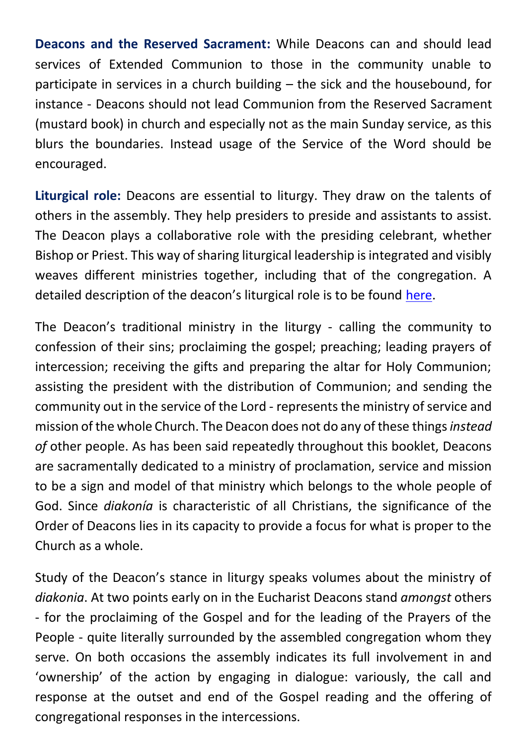**Deacons and the Reserved Sacrament:** While Deacons can and should lead services of Extended Communion to those in the community unable to participate in services in a church building – the sick and the housebound, for instance - Deacons should not lead Communion from the Reserved Sacrament (mustard book) in church and especially not as the main Sunday service, as this blurs the boundaries. Instead usage of the Service of the Word should be encouraged.

**Liturgical role:** Deacons are essential to liturgy. They draw on the talents of others in the assembly. They help presiders to preside and assistants to assist. The Deacon plays a collaborative role with the presiding celebrant, whether Bishop or Priest. This way of sharing liturgical leadership is integrated and visibly weaves different ministries together, including that of the congregation. A detailed description of the deacon's liturgical role is to be found here.

The Deacon's traditional ministry in the liturgy - calling the community to confession of their sins; proclaiming the gospel; preaching; leading prayers of intercession; receiving the gifts and preparing the altar for Holy Communion; assisting the president with the distribution of Communion; and sending the community out in the service of the Lord - represents the ministry of service and mission of the whole Church. The Deacon does not do any of these things *instead of* other people. As has been said repeatedly throughout this booklet, Deacons are sacramentally dedicated to a ministry of proclamation, service and mission to be a sign and model of that ministry which belongs to the whole people of God. Since *diakonía* is characteristic of all Christians, the significance of the Order of Deacons lies in its capacity to provide a focus for what is proper to the Church as a whole.

Study of the Deacon's stance in liturgy speaks volumes about the ministry of *diakonia*. At two points early on in the Eucharist Deacons stand *amongst* others - for the proclaiming of the Gospel and for the leading of the Prayers of the People - quite literally surrounded by the assembled congregation whom they serve. On both occasions the assembly indicates its full involvement in and 'ownership' of the action by engaging in dialogue: variously, the call and response at the outset and end of the Gospel reading and the offering of congregational responses in the intercessions.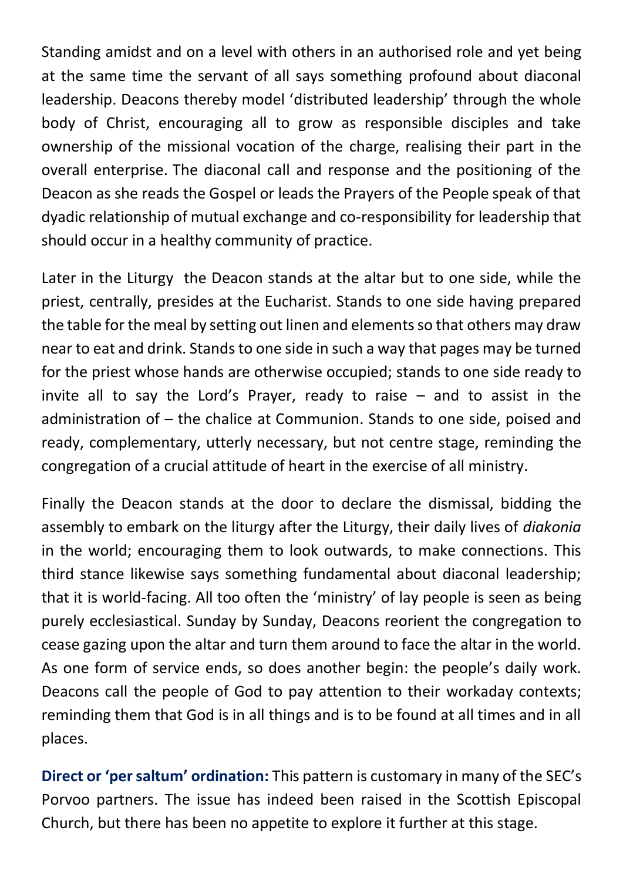Standing amidst and on a level with others in an authorised role and yet being at the same time the servant of all says something profound about diaconal leadership. Deacons thereby model 'distributed leadership' through the whole body of Christ, encouraging all to grow as responsible disciples and take ownership of the missional vocation of the charge, realising their part in the overall enterprise. The diaconal call and response and the positioning of the Deacon as she reads the Gospel or leads the Prayers of the People speak of that dyadic relationship of mutual exchange and co-responsibility for leadership that should occur in a healthy community of practice.

Later in the Liturgy the Deacon stands at the altar but to one side, while the priest, centrally, presides at the Eucharist. Stands to one side having prepared the table for the meal by setting out linen and elements so that others may draw near to eat and drink. Stands to one side in such a way that pages may be turned for the priest whose hands are otherwise occupied; stands to one side ready to invite all to say the Lord's Prayer, ready to raise – and to assist in the administration of – the chalice at Communion. Stands to one side, poised and ready, complementary, utterly necessary, but not centre stage, reminding the congregation of a crucial attitude of heart in the exercise of all ministry.

Finally the Deacon stands at the door to declare the dismissal, bidding the assembly to embark on the liturgy after the Liturgy, their daily lives of *diakonia* in the world; encouraging them to look outwards, to make connections. This third stance likewise says something fundamental about diaconal leadership; that it is world-facing. All too often the 'ministry' of lay people is seen as being purely ecclesiastical. Sunday by Sunday, Deacons reorient the congregation to cease gazing upon the altar and turn them around to face the altar in the world. As one form of service ends, so does another begin: the people's daily work. Deacons call the people of God to pay attention to their workaday contexts; reminding them that God is in all things and is to be found at all times and in all places.

**Direct or 'per saltum' ordination:** This pattern is customary in many of the SEC's Porvoo partners. The issue has indeed been raised in the Scottish Episcopal Church, but there has been no appetite to explore it further at this stage.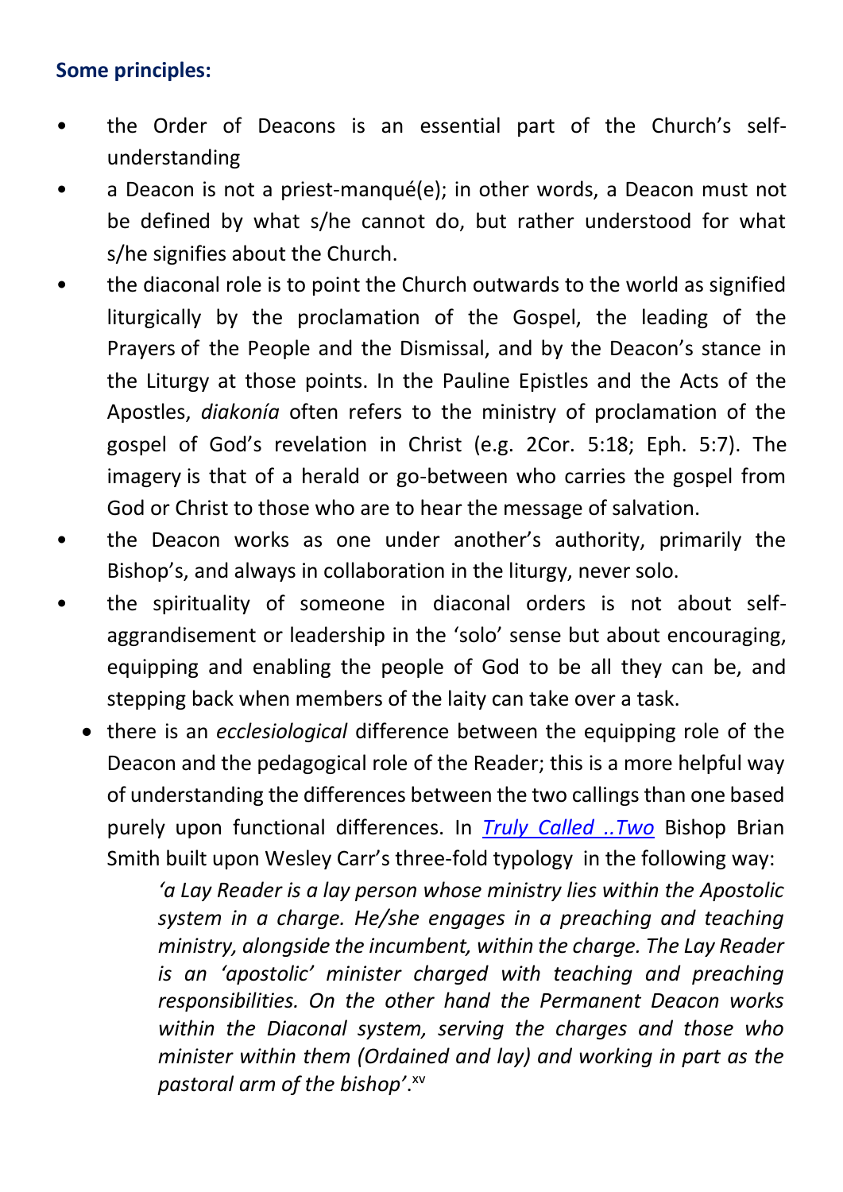**Some principles:**

- the Order of Deacons is an essential part of the Church's self-understanding
- a Deacon is not a priest-manqué(e); in other words, a Deacon must not be defined by what s/he cannot do, but rather understood for what s/he signifies about the Church.
- the diaconal role is to point the Church outwards to the world as signified liturgically by the proclamation of the Gospel, the leading of the Prayers of the People and the Dismissal, and by the Deacon's stance in the Liturgy at those points. In the Pauline Epistles and the Acts of the Apostles, *diakonía* often refers to the ministry of proclamation of the gospel of God's revelation in Christ (e.g. 2Cor. 5:18; Eph. 5:7). The imagery is that of a herald or go-between who carries the gospel from God or Christ to those who are to hear the message of salvation.
- the Deacon works as one under another's authority, primarily the Bishop's, and always in collaboration in the liturgy, never solo.
- the spirituality of someone in diaconal orders is not about self-aggrandisement or leadership in the 'solo' sense but about encouraging, equipping and enabling the people of God to be all they can be, and stepping back when members of the laity can take over a task.
  - there is an *ecclesiological* difference between the equipping role of the Deacon and the pedagogical role of the Reader; this is a more helpful way of understanding the differences between the two callings than one based purely upon functional differences. In *Truly Called ..Two* Bishop Brian Smith built upon Wesley Carr's three-fold typology in the following way:

    > *'a Lay Reader is a lay person whose ministry lies within the Apostolic system in a charge. He/she engages in a preaching and teaching ministry, alongside the incumbent, within the charge. The Lay Reader is an 'apostolic' minister charged with teaching and preaching responsibilities. On the other hand the Permanent Deacon works within the Diaconal system, serving the charges and those who minister within them (Ordained and lay) and working in part as the pastoral arm of the bishop'*.[xv]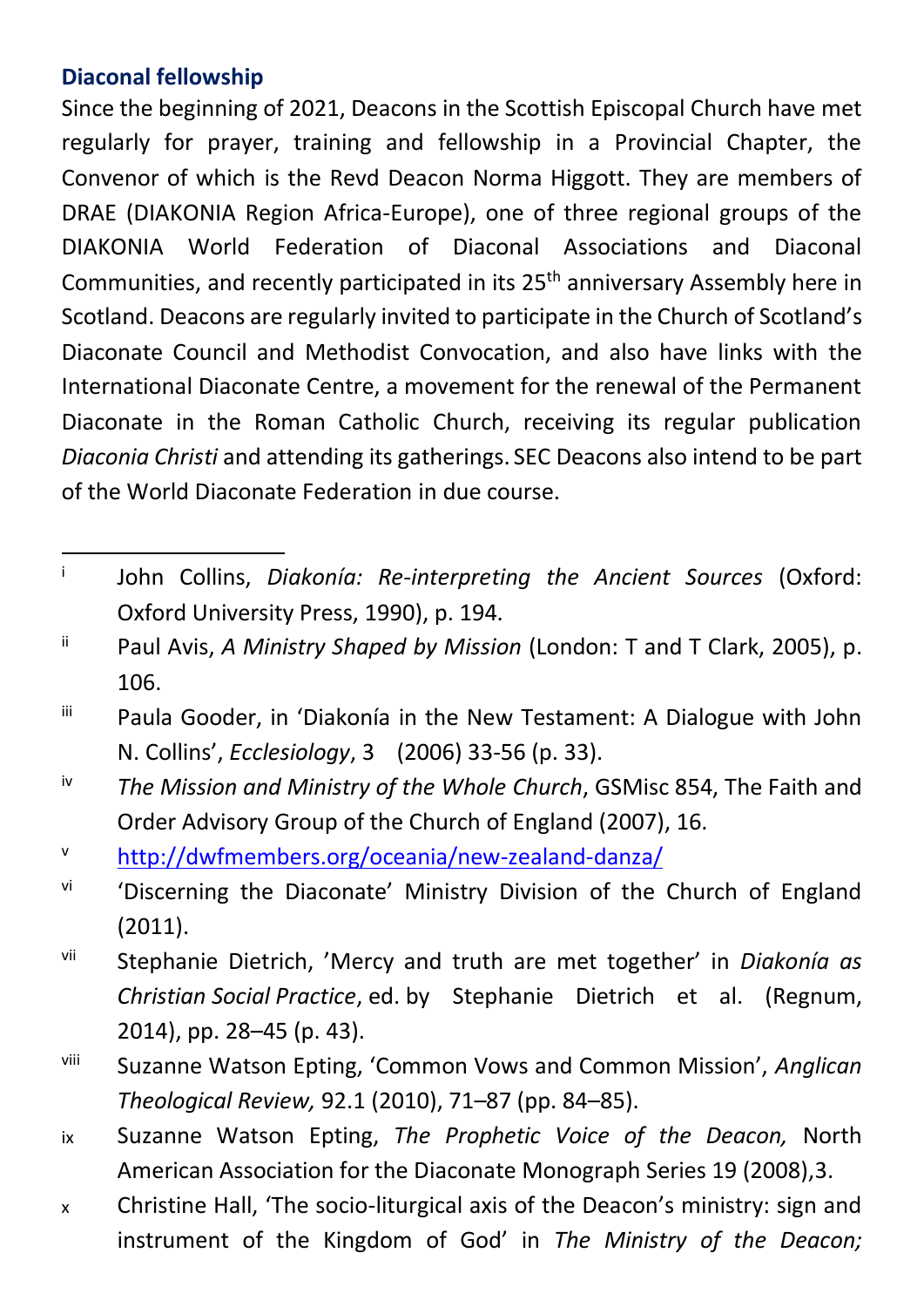### Diaconal fellowship

Since the beginning of 2021, Deacons in the Scottish Episcopal Church have met regularly for prayer, training and fellowship in a Provincial Chapter, the Convenor of which is the Revd Deacon Norma Higgott. They are members of DRAE (DIAKONIA Region Africa-Europe), one of three regional groups of the DIAKONIA World Federation of Diaconal Associations and Diaconal Communities, and recently participated in its 25th anniversary Assembly here in Scotland. Deacons are regularly invited to participate in the Church of Scotland's Diaconate Council and Methodist Convocation, and also have links with the International Diaconate Centre, a movement for the renewal of the Permanent Diaconate in the Roman Catholic Church, receiving its regular publication *Diaconia Christi* and attending its gatherings. SEC Deacons also intend to be part of the World Diaconate Federation in due course.

---

i John Collins, *Diakonía: Re-interpreting the Ancient Sources* (Oxford: Oxford University Press, 1990), p. 194.

ii Paul Avis, *A Ministry Shaped by Mission* (London: T and T Clark, 2005), p. 106.

iii Paula Gooder, in 'Diakonía in the New Testament: A Dialogue with John N. Collins', *Ecclesiology*, 3 (2006) 33-56 (p. 33).

iv *The Mission and Ministry of the Whole Church*, GSMisc 854, The Faith and Order Advisory Group of the Church of England (2007), 16.

v http://dwfmembers.org/oceania/new-zealand-danza/

vi 'Discerning the Diaconate' Ministry Division of the Church of England (2011).

vii Stephanie Dietrich, 'Mercy and truth are met together' in *Diakonía as Christian Social Practice*, ed. by Stephanie Dietrich et al. (Regnum, 2014), pp. 28–45 (p. 43).

viii Suzanne Watson Epting, 'Common Vows and Common Mission', *Anglican Theological Review,* 92.1 (2010), 71–87 (pp. 84–85).

ix Suzanne Watson Epting, *The Prophetic Voice of the Deacon,* North American Association for the Diaconate Monograph Series 19 (2008),3.

x Christine Hall, 'The socio-liturgical axis of the Deacon's ministry: sign and instrument of the Kingdom of God' in *The Ministry of the Deacon;*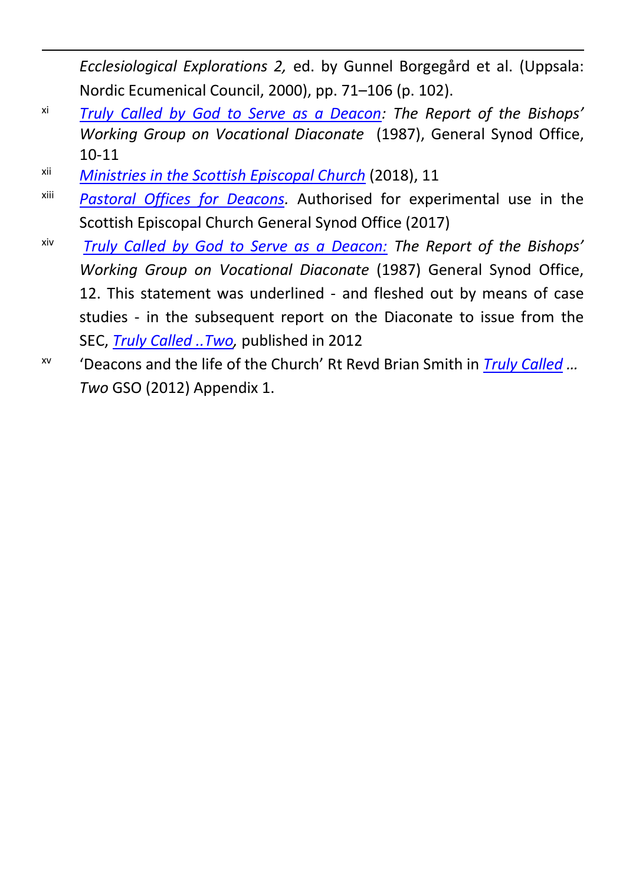*Ecclesiological Explorations 2,* ed. by Gunnel Borgegård et al. (Uppsala: Nordic Ecumenical Council, 2000), pp. 71–106 (p. 102).

[xi] *Truly Called by God to Serve as a Deacon: The Report of the Bishops' Working Group on Vocational Diaconate* (1987), General Synod Office, 10-11

[xii] *Ministries in the Scottish Episcopal Church* (2018), 11

[xiii] *Pastoral Offices for Deacons.* Authorised for experimental use in the Scottish Episcopal Church General Synod Office (2017)

[xiv] *Truly Called by God to Serve as a Deacon: The Report of the Bishops' Working Group on Vocational Diaconate* (1987) General Synod Office, 12. This statement was underlined - and fleshed out by means of case studies - in the subsequent report on the Diaconate to issue from the SEC, *Truly Called ..Two,* published in 2012

[xv] 'Deacons and the life of the Church' Rt Revd Brian Smith in *Truly Called … Two* GSO (2012) Appendix 1.